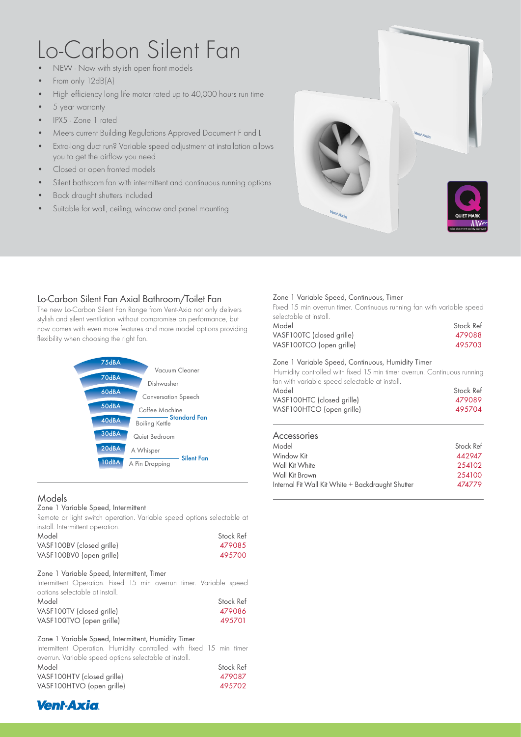# Lo-Carbon Silent Fan

- NEW - Now with stylish open front models
- From only 12dB(A)
- High efficiency long life motor rated up to 40,000 hours run time
- 5 year warranty
- IPX5 - Zone 1 rated
- Meets current Building Regulations Approved Document F and L
- Extra-long duct run? Variable speed adjustment at installation allows you to get the airflow you need
- Closed or open fronted models
- Silent bathroom fan with intermittent and continuous running options
- Back draught shutters included
- Suitable for wall, ceiling, window and panel mounting

## Lo-Carbon Silent Fan Axial Bathroom/Toilet Fan

The new Lo-Carbon Silent Fan Range from Vent-Axia not only delivers stylish and silent ventilation without compromise on performance, but now comes with even more features and more model options providing flexibility when choosing the right fan.

| dBA | Example |
|---|---|
| 75dBA | Vacuum Cleaner |
| 70dBA | Dishwasher |
| 60dBA | Conversation Speech |
| 50dBA | Coffee Machine |
| 40dBA | Boiling Kettle — Standard Fan |
| 30dBA | Quiet Bedroom |
| 20dBA | A Whisper |
| 10dBA | A Pin Dropping — Silent Fan |

## Models

### Zone 1 Variable Speed, Intermittent

Remote or light switch operation. Variable speed options selectable at install. Intermittent operation.

| Model | Stock Ref |
|---|---|
| VASF100BV (closed grille) | 479085 |
| VASF100BVO (open grille) | 495700 |

### Zone 1 Variable Speed, Intermittent, Timer

Intermittent Operation. Fixed 15 min overrun timer. Variable speed options selectable at install.

| Model | Stock Ref |
|---|---|
| VASF100TV (closed grille) | 479086 |
| VASF100TVO (open grille) | 495701 |

### Zone 1 Variable Speed, Intermittent, Humidity Timer

Intermittent Operation. Humidity controlled with fixed 15 min timer overrun. Variable speed options selectable at install.

| Model | Stock Ref |
|---|---|
| VASF100HTV (closed grille) | 479087 |
| VASF100HTVO (open grille) | 495702 |

### Zone 1 Variable Speed, Continuous, Timer

Fixed 15 min overrun timer. Continuous running fan with variable speed selectable at install.

| Model | Stock Ref |
|---|---|
| VASF100TC (closed grille) | 479088 |
| VASF100TCO (open grille) | 495703 |

### Zone 1 Variable Speed, Continuous, Humidity Timer

Humidity controlled with fixed 15 min timer overrun. Continuous running fan with variable speed selectable at install.

| Model | Stock Ref |
|---|---|
| VASF100HTC (closed grille) | 479089 |
| VASF100HTCO (open grille) | 495704 |

## Accessories

| Model | Stock Ref |
|---|---|
| Window Kit | 442947 |
| Wall Kit White | 254102 |
| Wall Kit Brown | 254100 |
| Internal Fit Wall Kit White + Backdraught Shutter | 474779 |

Vent-Axia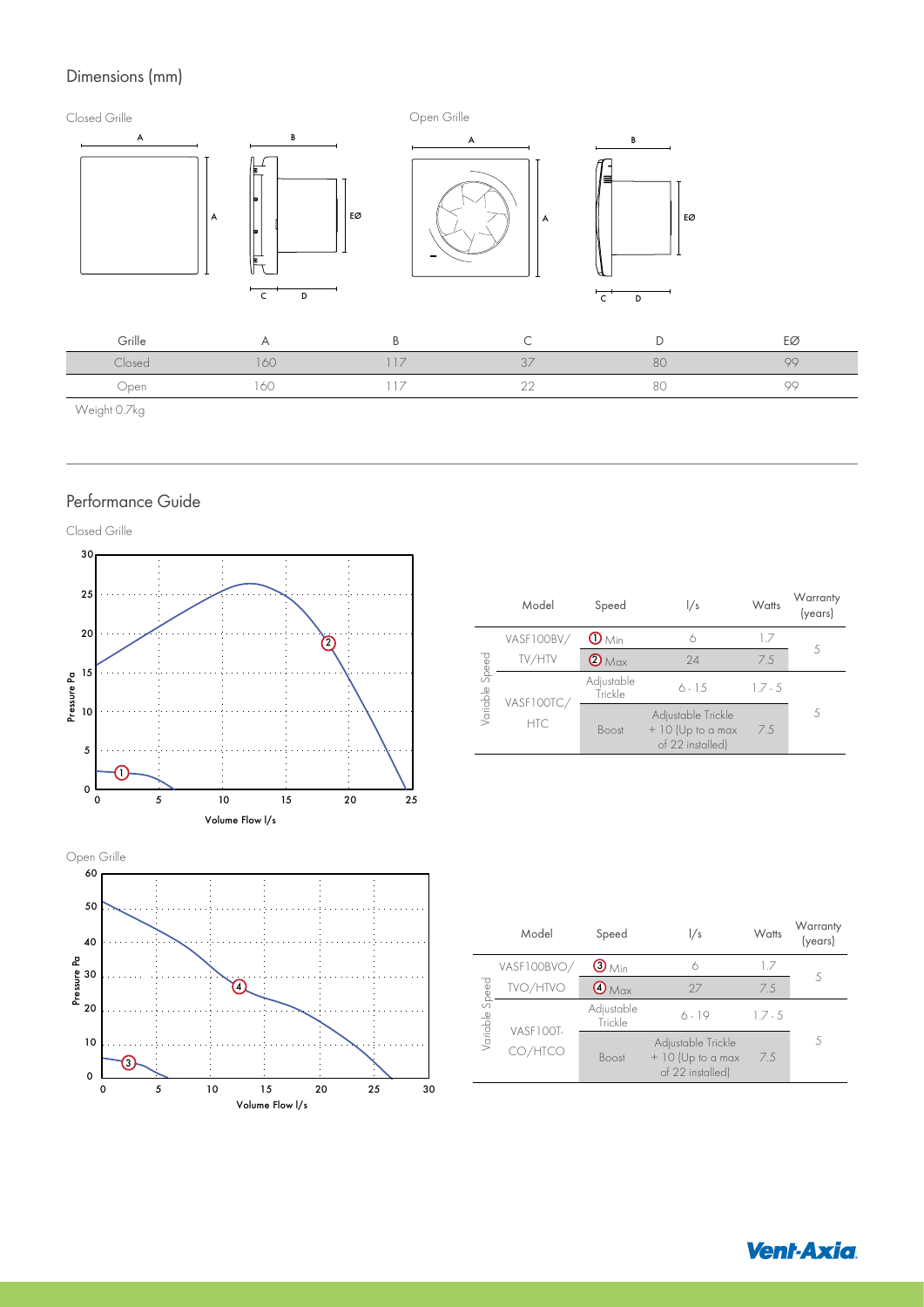## Dimensions (mm)

Closed Grille

A

B

A

EØ

C D

Open Grille

A

B

A

EØ

C D

| Grille | A | B | C | D | EØ |
|---|---|---|---|---|---|
| Closed | 160 | 117 | 37 | 80 | 99 |
| Open | 160 | 117 | 22 | 80 | 99 |

Weight 0.7kg

## Performance Guide

Closed Grille

Pressure Pa

30
25
20
15
10
5
0

0 5 10 15 20 25

Volume Flow l/s

1
2

| | Model | Speed | l/s | Watts | Warranty (years) |
|---|---|---|---|---|---|
| Variable Speed | VASF100BV/ TV/HTV | ① Min | 6 | 1.7 | 5 |
| | | ② Max | 24 | 7.5 | |
| | VASF100TC/ HTC | Adjustable Trickle | 6 - 15 | 1.7 - 5 | 5 |
| | | Boost | Adjustable Trickle + 10 (Up to a max of 22 installed) | 7.5 | |

Open Grille

Pressure Pa

60
50
40
30
20
10
0

0 5 10 15 20 25 30

Volume Flow l/s

3
4

| | Model | Speed | l/s | Watts | Warranty (years) |
|---|---|---|---|---|---|
| Variable Speed | VASF100BVO/ TVO/HTVO | ③ Min | 6 | 1.7 | 5 |
| | | ④ Max | 27 | 7.5 | |
| | VASF100T-CO/HTCO | Adjustable Trickle | 6 - 19 | 1.7 - 5 | 5 |
| | | Boost | Adjustable Trickle + 10 (Up to a max of 22 installed) | 7.5 | |

Vent-Axia